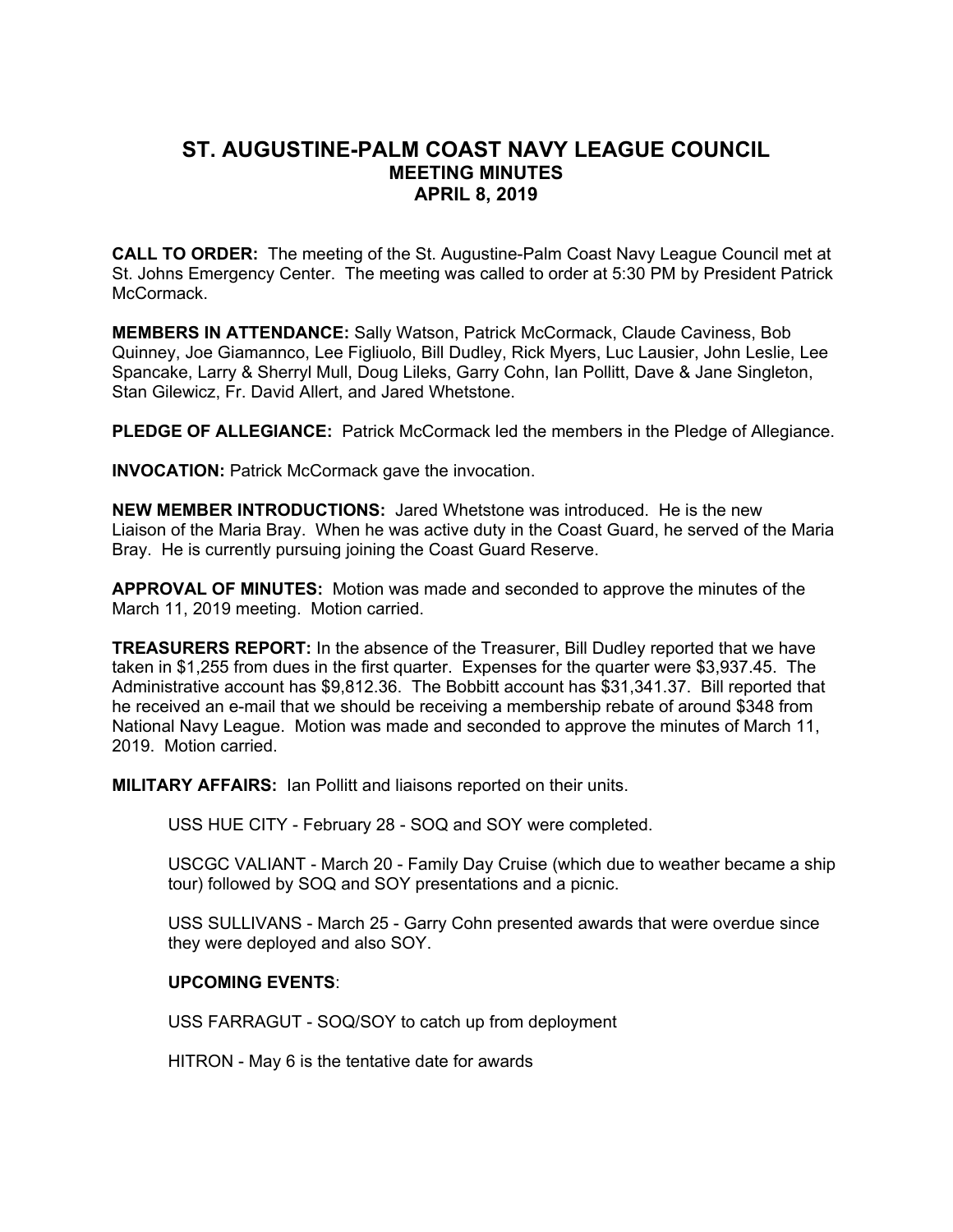# ST. AUGUSTINE-PALM COAST NAVY LEAGUE COUNCIL
## MEETING MINUTES
## APRIL 8, 2019

**CALL TO ORDER:** The meeting of the St. Augustine-Palm Coast Navy League Council met at St. Johns Emergency Center. The meeting was called to order at 5:30 PM by President Patrick McCormack.

**MEMBERS IN ATTENDANCE:** Sally Watson, Patrick McCormack, Claude Caviness, Bob Quinney, Joe Giamannco, Lee Figliuolo, Bill Dudley, Rick Myers, Luc Lausier, John Leslie, Lee Spancake, Larry & Sherryl Mull, Doug Lileks, Garry Cohn, Ian Pollitt, Dave & Jane Singleton, Stan Gilewicz, Fr. David Allert, and Jared Whetstone.

**PLEDGE OF ALLEGIANCE:** Patrick McCormack led the members in the Pledge of Allegiance.

**INVOCATION:** Patrick McCormack gave the invocation.

**NEW MEMBER INTRODUCTIONS:** Jared Whetstone was introduced. He is the new Liaison of the Maria Bray. When he was active duty in the Coast Guard, he served of the Maria Bray. He is currently pursuing joining the Coast Guard Reserve.

**APPROVAL OF MINUTES:** Motion was made and seconded to approve the minutes of the March 11, 2019 meeting. Motion carried.

**TREASURERS REPORT:** In the absence of the Treasurer, Bill Dudley reported that we have taken in $1,255 from dues in the first quarter. Expenses for the quarter were $3,937.45. The Administrative account has $9,812.36. The Bobbitt account has $31,341.37. Bill reported that he received an e-mail that we should be receiving a membership rebate of around $348 from National Navy League. Motion was made and seconded to approve the minutes of March 11, 2019. Motion carried.

**MILITARY AFFAIRS:** Ian Pollitt and liaisons reported on their units.

USS HUE CITY - February 28 - SOQ and SOY were completed.

USCGC VALIANT - March 20 - Family Day Cruise (which due to weather became a ship tour) followed by SOQ and SOY presentations and a picnic.

USS SULLIVANS - March 25 - Garry Cohn presented awards that were overdue since they were deployed and also SOY.

**UPCOMING EVENTS**:

USS FARRAGUT - SOQ/SOY to catch up from deployment

HITRON - May 6 is the tentative date for awards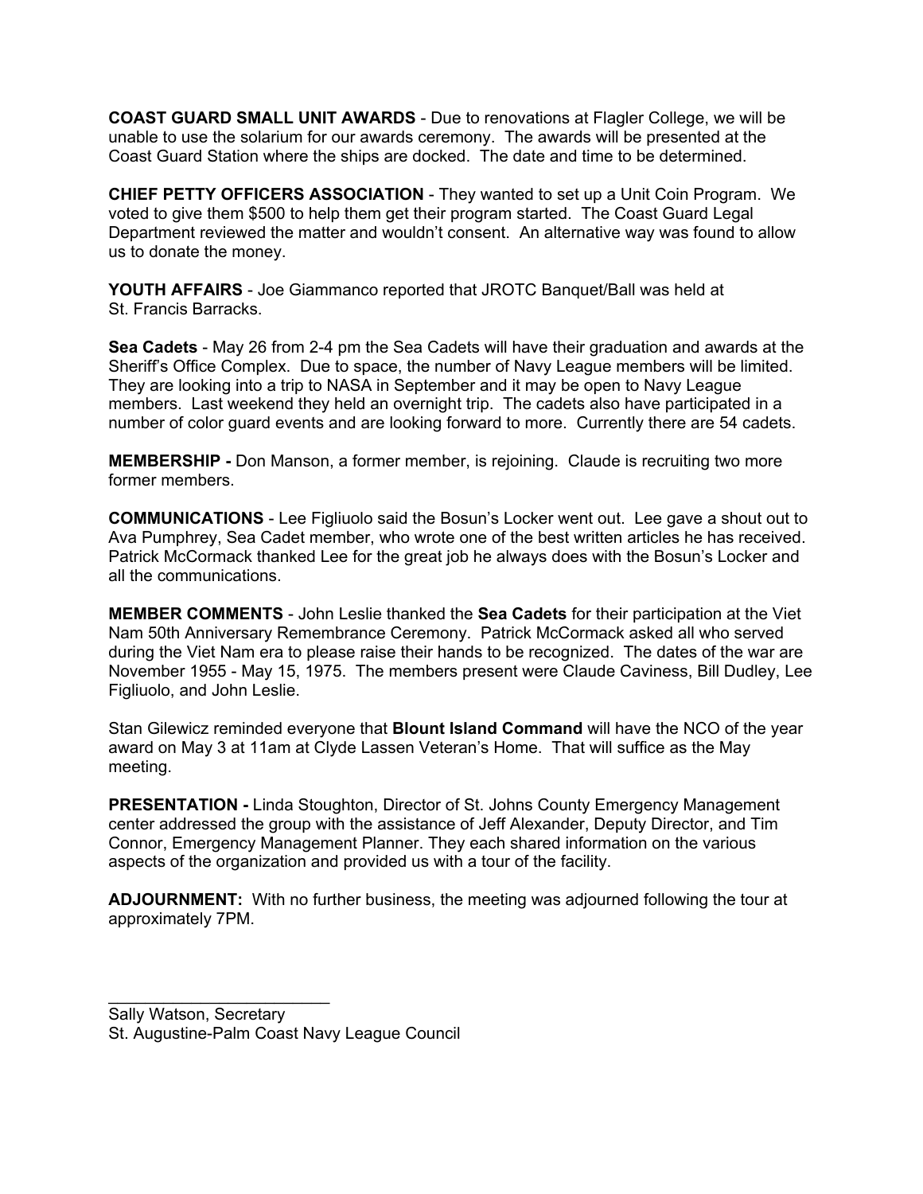**COAST GUARD SMALL UNIT AWARDS** - Due to renovations at Flagler College, we will be unable to use the solarium for our awards ceremony. The awards will be presented at the Coast Guard Station where the ships are docked. The date and time to be determined.

**CHIEF PETTY OFFICERS ASSOCIATION** - They wanted to set up a Unit Coin Program. We voted to give them $500 to help them get their program started. The Coast Guard Legal Department reviewed the matter and wouldn't consent. An alternative way was found to allow us to donate the money.

**YOUTH AFFAIRS** - Joe Giammanco reported that JROTC Banquet/Ball was held at St. Francis Barracks.

**Sea Cadets** - May 26 from 2-4 pm the Sea Cadets will have their graduation and awards at the Sheriff's Office Complex. Due to space, the number of Navy League members will be limited. They are looking into a trip to NASA in September and it may be open to Navy League members. Last weekend they held an overnight trip. The cadets also have participated in a number of color guard events and are looking forward to more. Currently there are 54 cadets.

**MEMBERSHIP -** Don Manson, a former member, is rejoining. Claude is recruiting two more former members.

**COMMUNICATIONS** - Lee Figliuolo said the Bosun's Locker went out. Lee gave a shout out to Ava Pumphrey, Sea Cadet member, who wrote one of the best written articles he has received. Patrick McCormack thanked Lee for the great job he always does with the Bosun's Locker and all the communications.

**MEMBER COMMENTS** - John Leslie thanked the **Sea Cadets** for their participation at the Viet Nam 50th Anniversary Remembrance Ceremony. Patrick McCormack asked all who served during the Viet Nam era to please raise their hands to be recognized. The dates of the war are November 1955 - May 15, 1975. The members present were Claude Caviness, Bill Dudley, Lee Figliuolo, and John Leslie.

Stan Gilewicz reminded everyone that **Blount Island Command** will have the NCO of the year award on May 3 at 11am at Clyde Lassen Veteran's Home. That will suffice as the May meeting.

**PRESENTATION -** Linda Stoughton, Director of St. Johns County Emergency Management center addressed the group with the assistance of Jeff Alexander, Deputy Director, and Tim Connor, Emergency Management Planner. They each shared information on the various aspects of the organization and provided us with a tour of the facility.

**ADJOURNMENT:** With no further business, the meeting was adjourned following the tour at approximately 7PM.

\_\_\_\_\_\_\_\_\_\_\_\_\_\_\_\_\_\_\_\_\_\_\_\_\_

Sally Watson, Secretary
St. Augustine-Palm Coast Navy League Council